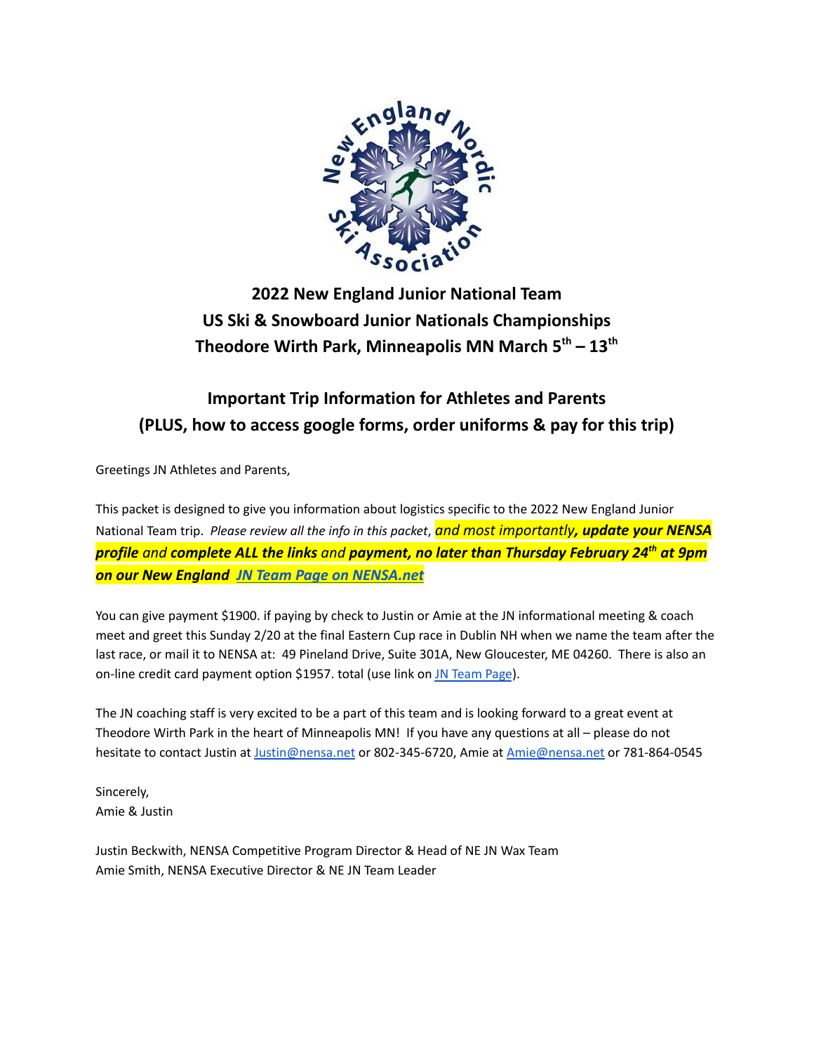## 2022 New England Junior National Team
## US Ski & Snowboard Junior Nationals Championships
## Theodore Wirth Park, Minneapolis MN March 5th – 13th

## Important Trip Information for Athletes and Parents
## (PLUS, how to access google forms, order uniforms & pay for this trip)

Greetings JN Athletes and Parents,

This packet is designed to give you information about logistics specific to the 2022 New England Junior National Team trip. *Please review all the info in this packet*, *and most importantly**, update your NENSA profile** and **complete ALL the links** and **payment, no later than Thursday February 24th at 9pm on our New England [JN Team Page on NENSA.net]***

You can give payment $1900. if paying by check to Justin or Amie at the JN informational meeting & coach meet and greet this Sunday 2/20 at the final Eastern Cup race in Dublin NH when we name the team after the last race, or mail it to NENSA at: 49 Pineland Drive, Suite 301A, New Gloucester, ME 04260. There is also an on-line credit card payment option $1957. total (use link on JN Team Page).

The JN coaching staff is very excited to be a part of this team and is looking forward to a great event at Theodore Wirth Park in the heart of Minneapolis MN! If you have any questions at all – please do not hesitate to contact Justin at Justin@nensa.net or 802-345-6720, Amie at Amie@nensa.net or 781-864-0545

Sincerely,
Amie & Justin

Justin Beckwith, NENSA Competitive Program Director & Head of NE JN Wax Team
Amie Smith, NENSA Executive Director & NE JN Team Leader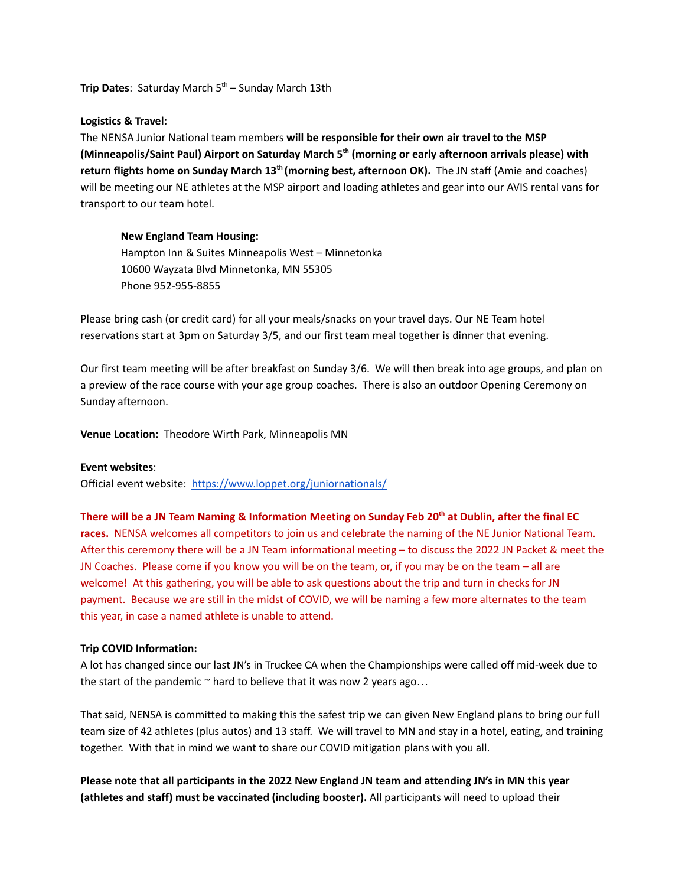**Trip Dates**: Saturday March 5th – Sunday March 13th

**Logistics & Travel:**
The NENSA Junior National team members **will be responsible for their own air travel to the MSP (Minneapolis/Saint Paul) Airport on Saturday March 5th (morning or early afternoon arrivals please) with return flights home on Sunday March 13th (morning best, afternoon OK).** The JN staff (Amie and coaches) will be meeting our NE athletes at the MSP airport and loading athletes and gear into our AVIS rental vans for transport to our team hotel.

> **New England Team Housing:**
> Hampton Inn & Suites Minneapolis West – Minnetonka
> 10600 Wayzata Blvd Minnetonka, MN 55305
> Phone 952-955-8855

Please bring cash (or credit card) for all your meals/snacks on your travel days. Our NE Team hotel reservations start at 3pm on Saturday 3/5, and our first team meal together is dinner that evening.

Our first team meeting will be after breakfast on Sunday 3/6. We will then break into age groups, and plan on a preview of the race course with your age group coaches. There is also an outdoor Opening Ceremony on Sunday afternoon.

**Venue Location:** Theodore Wirth Park, Minneapolis MN

**Event websites**:
Official event website: [https://www.loppet.org/juniornationals/](https://www.loppet.org/juniornationals/)

**There will be a JN Team Naming & Information Meeting on Sunday Feb 20th at Dublin, after the final EC races.** NENSA welcomes all competitors to join us and celebrate the naming of the NE Junior National Team. After this ceremony there will be a JN Team informational meeting – to discuss the 2022 JN Packet & meet the JN Coaches. Please come if you know you will be on the team, or, if you may be on the team – all are welcome! At this gathering, you will be able to ask questions about the trip and turn in checks for JN payment. Because we are still in the midst of COVID, we will be naming a few more alternates to the team this year, in case a named athlete is unable to attend.

**Trip COVID Information:**
A lot has changed since our last JN's in Truckee CA when the Championships were called off mid-week due to the start of the pandemic ~ hard to believe that it was now 2 years ago…

That said, NENSA is committed to making this the safest trip we can given New England plans to bring our full team size of 42 athletes (plus autos) and 13 staff. We will travel to MN and stay in a hotel, eating, and training together. With that in mind we want to share our COVID mitigation plans with you all.

**Please note that all participants in the 2022 New England JN team and attending JN's in MN this year (athletes and staff) must be vaccinated (including booster).** All participants will need to upload their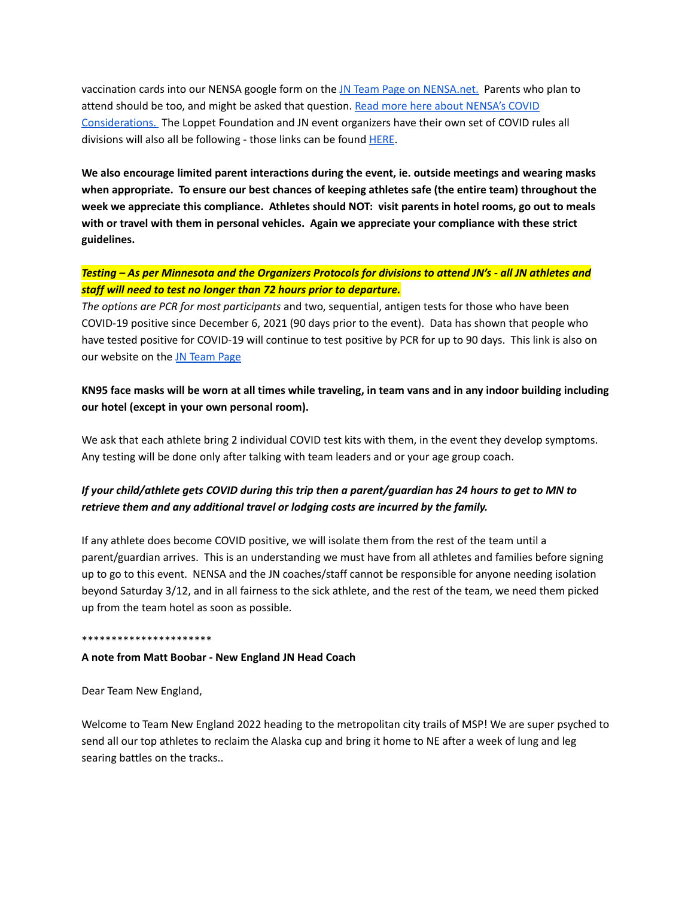vaccination cards into our NENSA google form on the [JN Team Page on NENSA.net.](#) Parents who plan to attend should be too, and might be asked that question. [Read more here about NENSA's COVID Considerations.](#) The Loppet Foundation and JN event organizers have their own set of COVID rules all divisions will also all be following - those links can be found [HERE](#).

**We also encourage limited parent interactions during the event, ie. outside meetings and wearing masks when appropriate. To ensure our best chances of keeping athletes safe (the entire team) throughout the week we appreciate this compliance. Athletes should NOT: visit parents in hotel rooms, go out to meals with or travel with them in personal vehicles. Again we appreciate your compliance with these strict guidelines.**

***Testing – As per Minnesota and the Organizers Protocols for divisions to attend JN's - all JN athletes and staff will need to test no longer than 72 hours prior to departure.***

*The options are PCR for most participants* and two, sequential, antigen tests for those who have been COVID-19 positive since December 6, 2021 (90 days prior to the event). Data has shown that people who have tested positive for COVID-19 will continue to test positive by PCR for up to 90 days. This link is also on our website on the [JN Team Page](#)

**KN95 face masks will be worn at all times while traveling, in team vans and in any indoor building including our hotel (except in your own personal room).**

We ask that each athlete bring 2 individual COVID test kits with them, in the event they develop symptoms. Any testing will be done only after talking with team leaders and or your age group coach.

***If your child/athlete gets COVID during this trip then a parent/guardian has 24 hours to get to MN to retrieve them and any additional travel or lodging costs are incurred by the family.***

If any athlete does become COVID positive, we will isolate them from the rest of the team until a parent/guardian arrives. This is an understanding we must have from all athletes and families before signing up to go to this event. NENSA and the JN coaches/staff cannot be responsible for anyone needing isolation beyond Saturday 3/12, and in all fairness to the sick athlete, and the rest of the team, we need them picked up from the team hotel as soon as possible.

**********************

**A note from Matt Boobar - New England JN Head Coach**

Dear Team New England,

Welcome to Team New England 2022 heading to the metropolitan city trails of MSP! We are super psyched to send all our top athletes to reclaim the Alaska cup and bring it home to NE after a week of lung and leg searing battles on the tracks..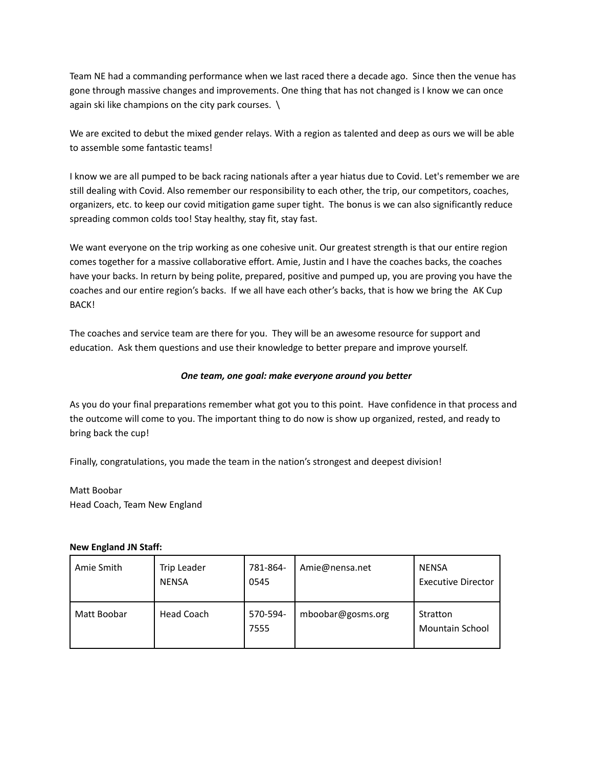Team NE had a commanding performance when we last raced there a decade ago. Since then the venue has gone through massive changes and improvements. One thing that has not changed is I know we can once again ski like champions on the city park courses. \

We are excited to debut the mixed gender relays. With a region as talented and deep as ours we will be able to assemble some fantastic teams!

I know we are all pumped to be back racing nationals after a year hiatus due to Covid. Let's remember we are still dealing with Covid. Also remember our responsibility to each other, the trip, our competitors, coaches, organizers, etc. to keep our covid mitigation game super tight. The bonus is we can also significantly reduce spreading common colds too! Stay healthy, stay fit, stay fast.

We want everyone on the trip working as one cohesive unit. Our greatest strength is that our entire region comes together for a massive collaborative effort. Amie, Justin and I have the coaches backs, the coaches have your backs. In return by being polite, prepared, positive and pumped up, you are proving you have the coaches and our entire region's backs. If we all have each other's backs, that is how we bring the AK Cup BACK!

The coaches and service team are there for you. They will be an awesome resource for support and education. Ask them questions and use their knowledge to better prepare and improve yourself.

***One team, one goal: make everyone around you better***

As you do your final preparations remember what got you to this point. Have confidence in that process and the outcome will come to you. The important thing to do now is show up organized, rested, and ready to bring back the cup!

Finally, congratulations, you made the team in the nation's strongest and deepest division!

Matt Boobar
Head Coach, Team New England

**New England JN Staff:**

| | | | | |
|---|---|---|---|---|
| Amie Smith | Trip Leader NENSA | 781-864-0545 | Amie@nensa.net | NENSA Executive Director |
| Matt Boobar | Head Coach | 570-594-7555 | mboobar@gosms.org | Stratton Mountain School |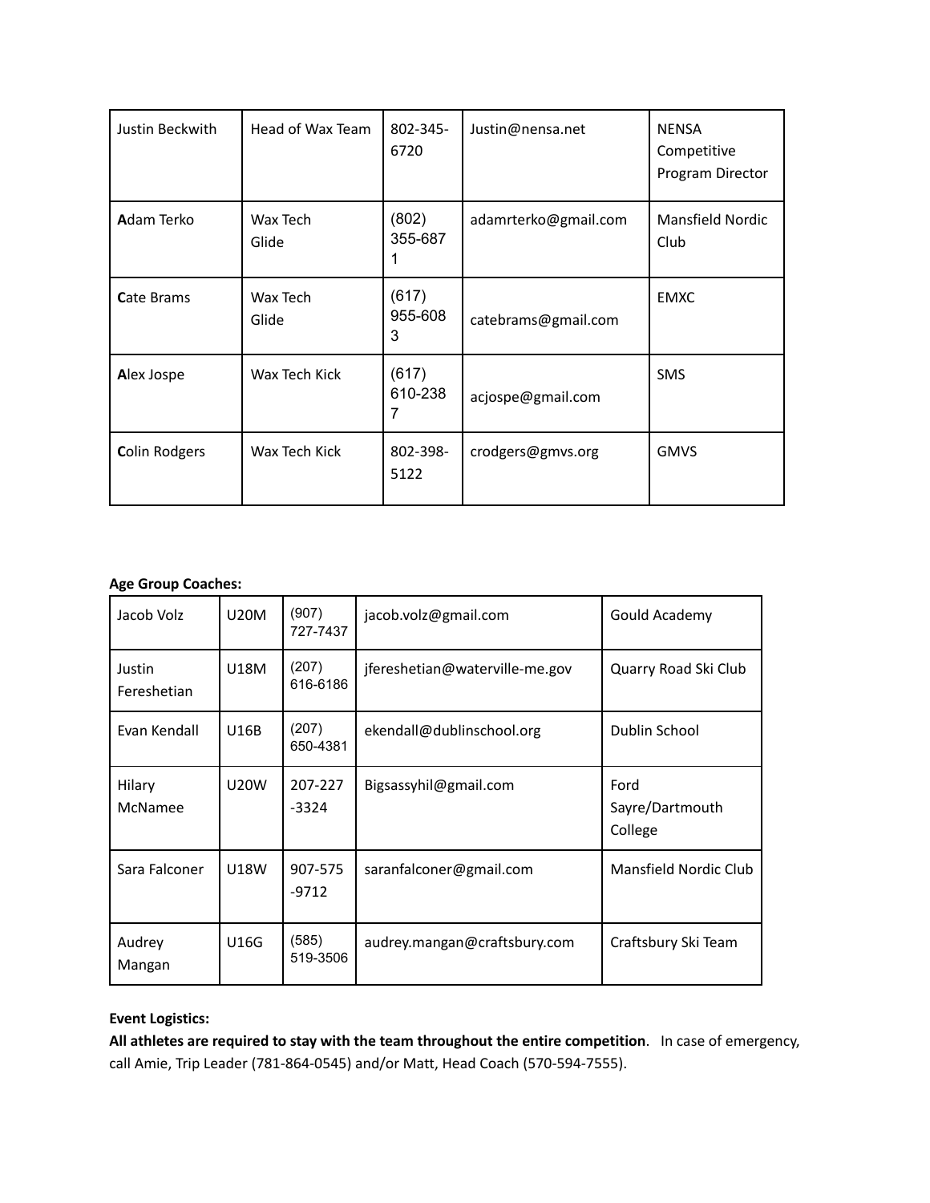| Justin Beckwith | Head of Wax Team | 802-345-6720 | Justin@nensa.net | NENSA Competitive Program Director |
|---|---|---|---|---|
| **A**dam Terko | Wax Tech Glide | (802) 355-6871 | adamrterko@gmail.com | Mansfield Nordic Club |
| **C**ate Brams | Wax Tech Glide | (617) 955-6083 | catebrams@gmail.com | EMXC |
| **A**lex Jospe | Wax Tech Kick | (617) 610-2387 | acjospe@gmail.com | SMS |
| **C**olin Rodgers | Wax Tech Kick | 802-398-5122 | crodgers@gmvs.org | GMVS |

**Age Group Coaches:**

| Jacob Volz | U20M | (907) 727-7437 | jacob.volz@gmail.com | Gould Academy |
|---|---|---|---|---|
| Justin Fereshetian | U18M | (207) 616-6186 | jfereshetian@waterville-me.gov | Quarry Road Ski Club |
| Evan Kendall | U16B | (207) 650-4381 | ekendall@dublinschool.org | Dublin School |
| Hilary McNamee | U20W | 207-227-3324 | Bigsassyhil@gmail.com | Ford Sayre/Dartmouth College |
| Sara Falconer | U18W | 907-575-9712 | saranfalconer@gmail.com | Mansfield Nordic Club |
| Audrey Mangan | U16G | (585) 519-3506 | audrey.mangan@craftsbury.com | Craftsbury Ski Team |

**Event Logistics:**

**All athletes are required to stay with the team throughout the entire competition**. In case of emergency, call Amie, Trip Leader (781-864-0545) and/or Matt, Head Coach (570-594-7555).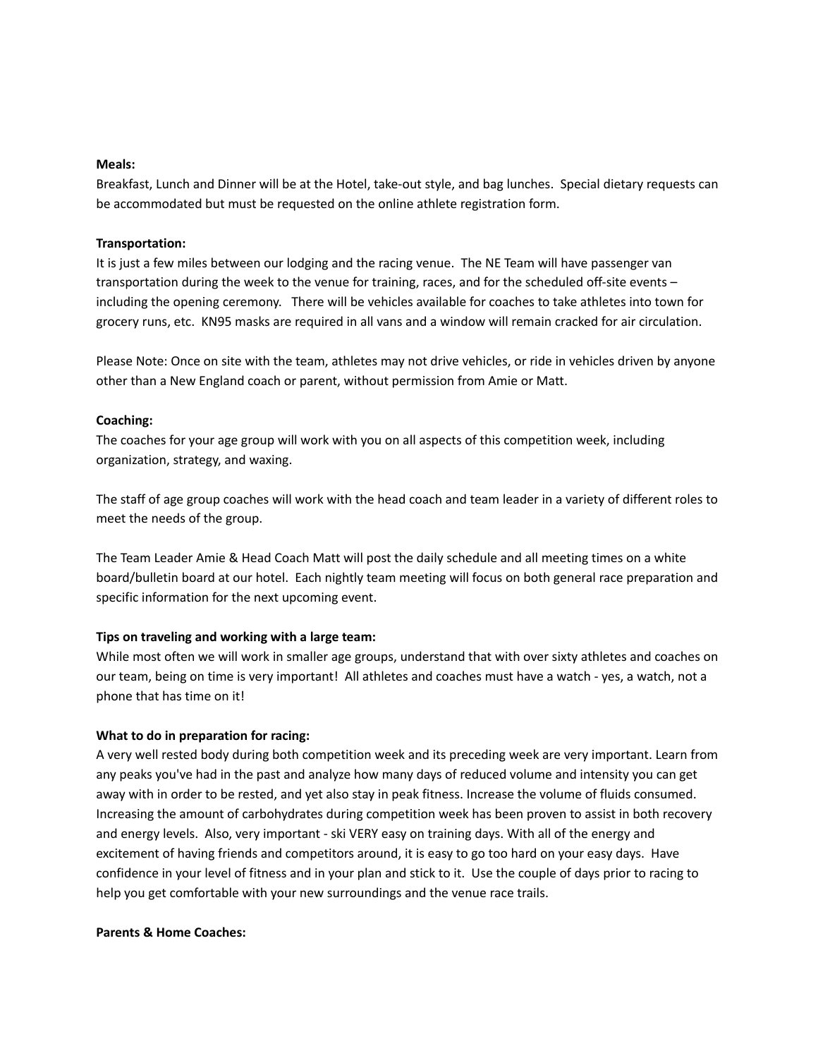**Meals:**
Breakfast, Lunch and Dinner will be at the Hotel, take-out style, and bag lunches. Special dietary requests can be accommodated but must be requested on the online athlete registration form.

**Transportation:**
It is just a few miles between our lodging and the racing venue. The NE Team will have passenger van transportation during the week to the venue for training, races, and for the scheduled off-site events – including the opening ceremony. There will be vehicles available for coaches to take athletes into town for grocery runs, etc. KN95 masks are required in all vans and a window will remain cracked for air circulation.

Please Note: Once on site with the team, athletes may not drive vehicles, or ride in vehicles driven by anyone other than a New England coach or parent, without permission from Amie or Matt.

**Coaching:**
The coaches for your age group will work with you on all aspects of this competition week, including organization, strategy, and waxing.

The staff of age group coaches will work with the head coach and team leader in a variety of different roles to meet the needs of the group.

The Team Leader Amie & Head Coach Matt will post the daily schedule and all meeting times on a white board/bulletin board at our hotel. Each nightly team meeting will focus on both general race preparation and specific information for the next upcoming event.

**Tips on traveling and working with a large team:**
While most often we will work in smaller age groups, understand that with over sixty athletes and coaches on our team, being on time is very important! All athletes and coaches must have a watch - yes, a watch, not a phone that has time on it!

**What to do in preparation for racing:**
A very well rested body during both competition week and its preceding week are very important. Learn from any peaks you've had in the past and analyze how many days of reduced volume and intensity you can get away with in order to be rested, and yet also stay in peak fitness. Increase the volume of fluids consumed. Increasing the amount of carbohydrates during competition week has been proven to assist in both recovery and energy levels. Also, very important - ski VERY easy on training days. With all of the energy and excitement of having friends and competitors around, it is easy to go too hard on your easy days. Have confidence in your level of fitness and in your plan and stick to it. Use the couple of days prior to racing to help you get comfortable with your new surroundings and the venue race trails.

**Parents & Home Coaches:**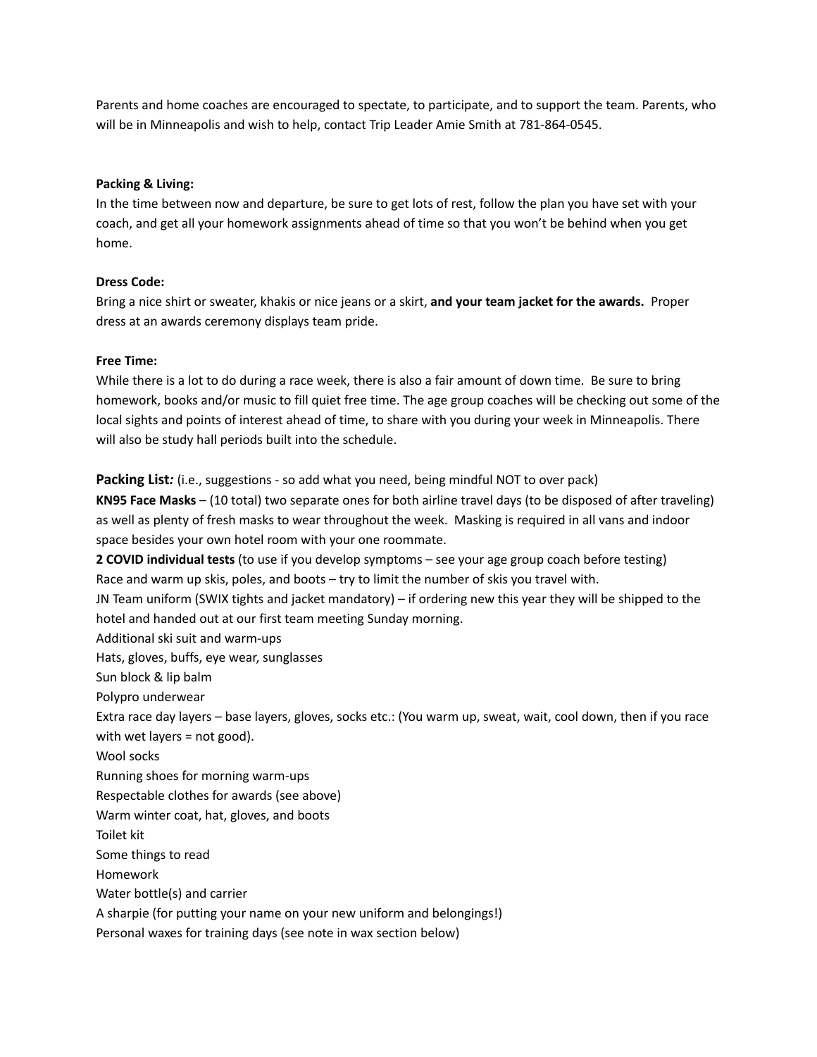Parents and home coaches are encouraged to spectate, to participate, and to support the team. Parents, who will be in Minneapolis and wish to help, contact Trip Leader Amie Smith at 781-864-0545.

**Packing & Living:**

In the time between now and departure, be sure to get lots of rest, follow the plan you have set with your coach, and get all your homework assignments ahead of time so that you won't be behind when you get home.

**Dress Code:**

Bring a nice shirt or sweater, khakis or nice jeans or a skirt, **and your team jacket for the awards.** Proper dress at an awards ceremony displays team pride.

**Free Time:**

While there is a lot to do during a race week, there is also a fair amount of down time. Be sure to bring homework, books and/or music to fill quiet free time. The age group coaches will be checking out some of the local sights and points of interest ahead of time, to share with you during your week in Minneapolis. There will also be study hall periods built into the schedule.

**Packing List*:*** (i.e., suggestions - so add what you need, being mindful NOT to over pack)

**KN95 Face Masks** – (10 total) two separate ones for both airline travel days (to be disposed of after traveling) as well as plenty of fresh masks to wear throughout the week. Masking is required in all vans and indoor space besides your own hotel room with your one roommate.

**2 COVID individual tests** (to use if you develop symptoms – see your age group coach before testing)

Race and warm up skis, poles, and boots – try to limit the number of skis you travel with.

JN Team uniform (SWIX tights and jacket mandatory) – if ordering new this year they will be shipped to the hotel and handed out at our first team meeting Sunday morning.

Additional ski suit and warm-ups

Hats, gloves, buffs, eye wear, sunglasses

Sun block & lip balm

Polypro underwear

Extra race day layers – base layers, gloves, socks etc.: (You warm up, sweat, wait, cool down, then if you race with wet layers = not good).

Wool socks

Running shoes for morning warm-ups

Respectable clothes for awards (see above)

Warm winter coat, hat, gloves, and boots

Toilet kit

Some things to read

Homework

Water bottle(s) and carrier

A sharpie (for putting your name on your new uniform and belongings!)

Personal waxes for training days (see note in wax section below)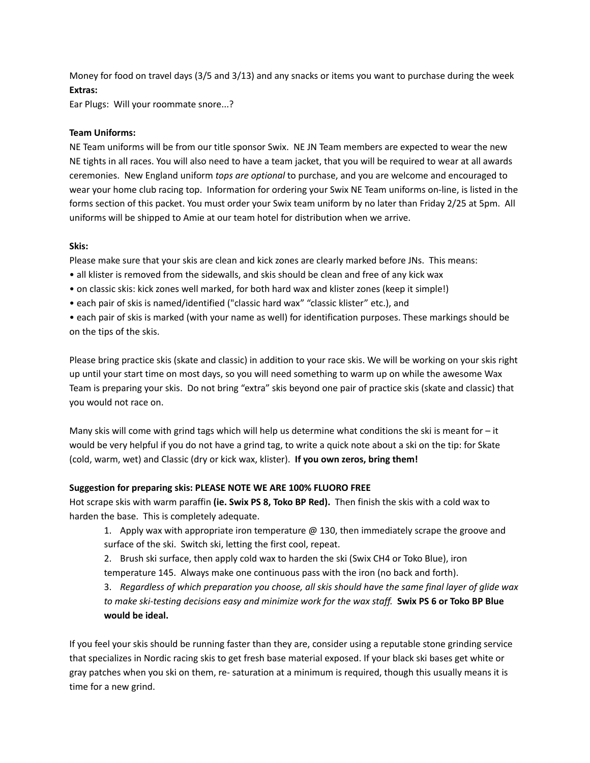Money for food on travel days (3/5 and 3/13) and any snacks or items you want to purchase during the week

**Extras:**

Ear Plugs: Will your roommate snore...?

**Team Uniforms:**

NE Team uniforms will be from our title sponsor Swix. NE JN Team members are expected to wear the new NE tights in all races. You will also need to have a team jacket, that you will be required to wear at all awards ceremonies. New England uniform *tops are optional* to purchase, and you are welcome and encouraged to wear your home club racing top. Information for ordering your Swix NE Team uniforms on-line, is listed in the forms section of this packet. You must order your Swix team uniform by no later than Friday 2/25 at 5pm. All uniforms will be shipped to Amie at our team hotel for distribution when we arrive.

**Skis:**

Please make sure that your skis are clean and kick zones are clearly marked before JNs. This means:

- all klister is removed from the sidewalls, and skis should be clean and free of any kick wax
- on classic skis: kick zones well marked, for both hard wax and klister zones (keep it simple!)
- each pair of skis is named/identified ("classic hard wax" "classic klister" etc.), and
- each pair of skis is marked (with your name as well) for identification purposes. These markings should be on the tips of the skis.

Please bring practice skis (skate and classic) in addition to your race skis. We will be working on your skis right up until your start time on most days, so you will need something to warm up on while the awesome Wax Team is preparing your skis. Do not bring "extra" skis beyond one pair of practice skis (skate and classic) that you would not race on.

Many skis will come with grind tags which will help us determine what conditions the ski is meant for – it would be very helpful if you do not have a grind tag, to write a quick note about a ski on the tip: for Skate (cold, warm, wet) and Classic (dry or kick wax, klister). **If you own zeros, bring them!**

**Suggestion for preparing skis: PLEASE NOTE WE ARE 100% FLUORO FREE**

Hot scrape skis with warm paraffin **(ie. Swix PS 8, Toko BP Red).** Then finish the skis with a cold wax to harden the base. This is completely adequate.

1. Apply wax with appropriate iron temperature @ 130, then immediately scrape the groove and surface of the ski. Switch ski, letting the first cool, repeat.
2. Brush ski surface, then apply cold wax to harden the ski (Swix CH4 or Toko Blue), iron temperature 145. Always make one continuous pass with the iron (no back and forth).
3. *Regardless of which preparation you choose, all skis should have the same final layer of glide wax to make ski-testing decisions easy and minimize work for the wax staff.* **Swix PS 6 or Toko BP Blue would be ideal.**

If you feel your skis should be running faster than they are, consider using a reputable stone grinding service that specializes in Nordic racing skis to get fresh base material exposed. If your black ski bases get white or gray patches when you ski on them, re- saturation at a minimum is required, though this usually means it is time for a new grind.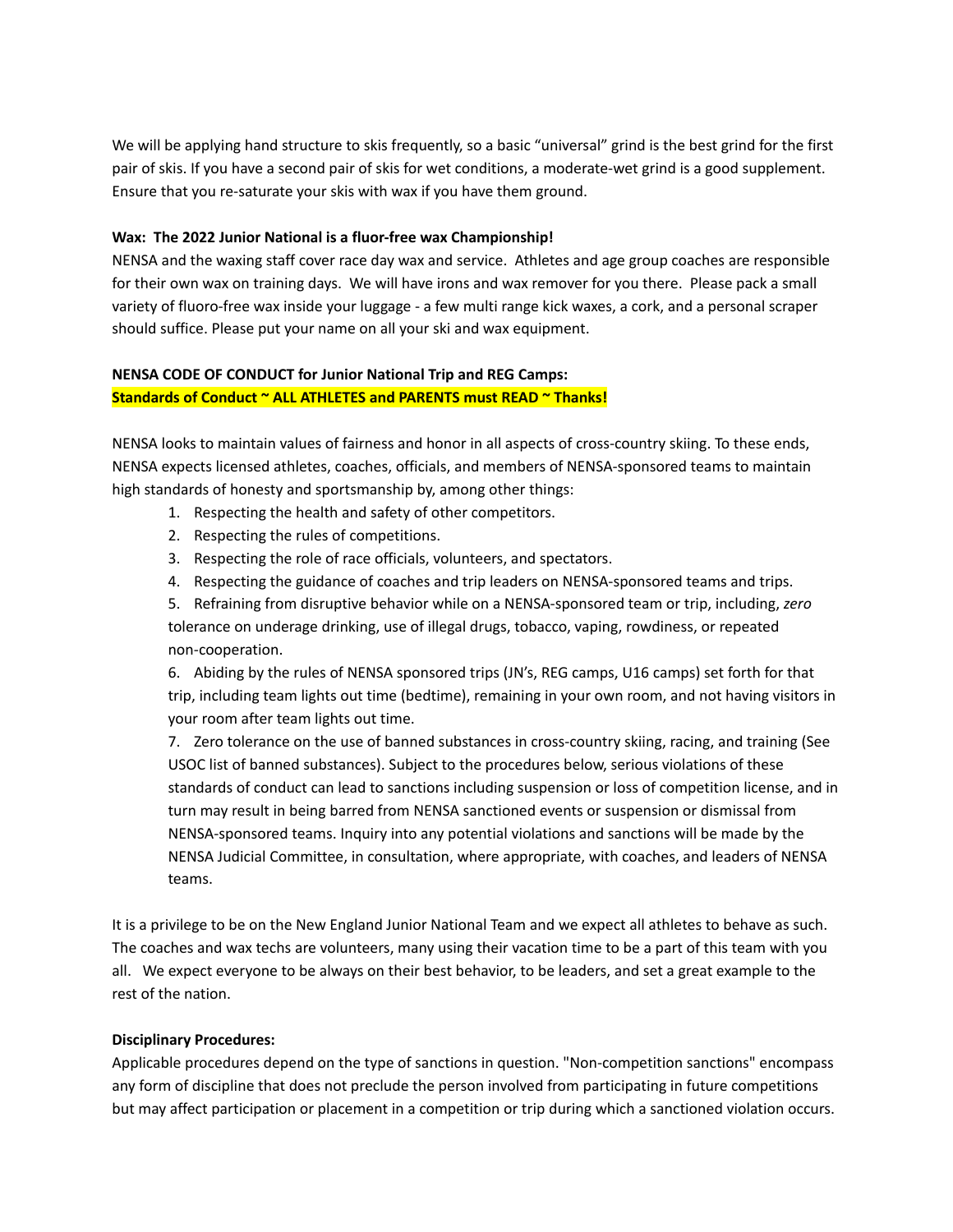We will be applying hand structure to skis frequently, so a basic "universal" grind is the best grind for the first pair of skis. If you have a second pair of skis for wet conditions, a moderate-wet grind is a good supplement. Ensure that you re-saturate your skis with wax if you have them ground.

**Wax: The 2022 Junior National is a fluor-free wax Championship!**

NENSA and the waxing staff cover race day wax and service. Athletes and age group coaches are responsible for their own wax on training days. We will have irons and wax remover for you there. Please pack a small variety of fluoro-free wax inside your luggage - a few multi range kick waxes, a cork, and a personal scraper should suffice. Please put your name on all your ski and wax equipment.

**NENSA CODE OF CONDUCT for Junior National Trip and REG Camps:**

**Standards of Conduct ~ ALL ATHLETES and PARENTS must READ ~ Thanks!**

NENSA looks to maintain values of fairness and honor in all aspects of cross-country skiing. To these ends, NENSA expects licensed athletes, coaches, officials, and members of NENSA-sponsored teams to maintain high standards of honesty and sportsmanship by, among other things:

1. Respecting the health and safety of other competitors.
2. Respecting the rules of competitions.
3. Respecting the role of race officials, volunteers, and spectators.
4. Respecting the guidance of coaches and trip leaders on NENSA-sponsored teams and trips.
5. Refraining from disruptive behavior while on a NENSA-sponsored team or trip, including, *zero* tolerance on underage drinking, use of illegal drugs, tobacco, vaping, rowdiness, or repeated non-cooperation.
6. Abiding by the rules of NENSA sponsored trips (JN's, REG camps, U16 camps) set forth for that trip, including team lights out time (bedtime), remaining in your own room, and not having visitors in your room after team lights out time.
7. Zero tolerance on the use of banned substances in cross-country skiing, racing, and training (See USOC list of banned substances). Subject to the procedures below, serious violations of these standards of conduct can lead to sanctions including suspension or loss of competition license, and in turn may result in being barred from NENSA sanctioned events or suspension or dismissal from NENSA-sponsored teams. Inquiry into any potential violations and sanctions will be made by the NENSA Judicial Committee, in consultation, where appropriate, with coaches, and leaders of NENSA teams.

It is a privilege to be on the New England Junior National Team and we expect all athletes to behave as such. The coaches and wax techs are volunteers, many using their vacation time to be a part of this team with you all. We expect everyone to be always on their best behavior, to be leaders, and set a great example to the rest of the nation.

**Disciplinary Procedures:**

Applicable procedures depend on the type of sanctions in question. "Non-competition sanctions" encompass any form of discipline that does not preclude the person involved from participating in future competitions but may affect participation or placement in a competition or trip during which a sanctioned violation occurs.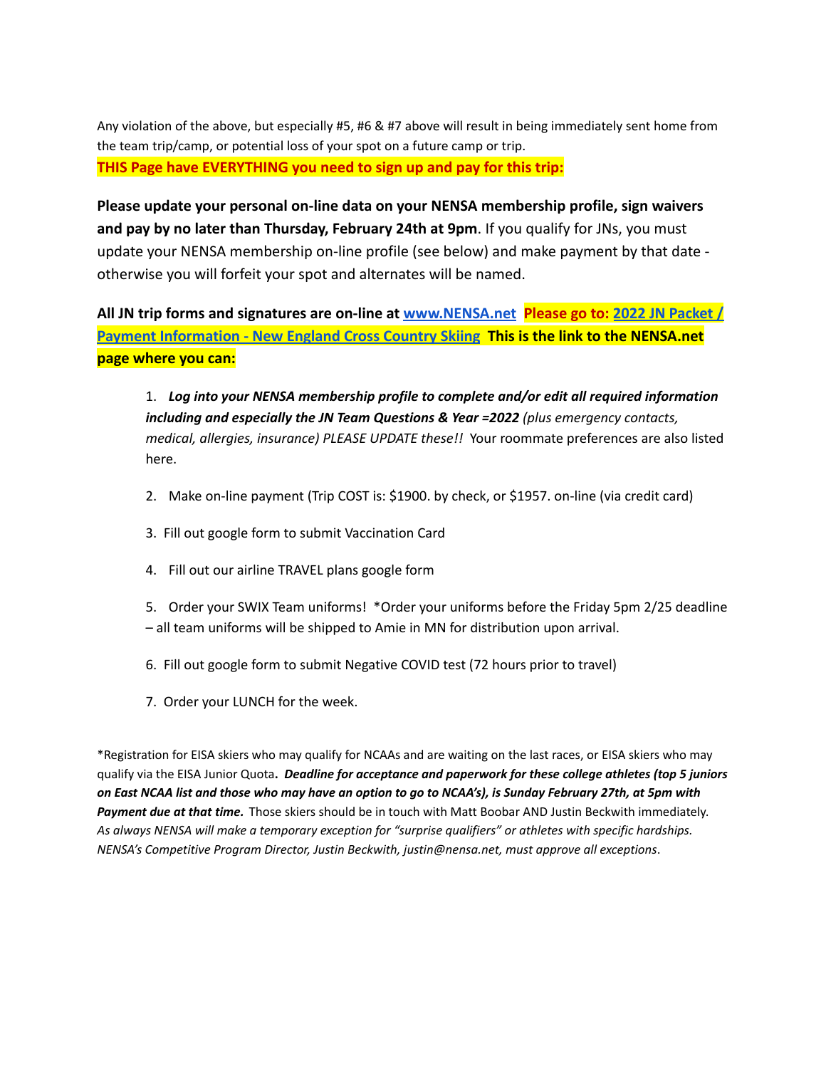Any violation of the above, but especially #5, #6 & #7 above will result in being immediately sent home from the team trip/camp, or potential loss of your spot on a future camp or trip.

**THIS Page have EVERYTHING you need to sign up and pay for this trip:**

**Please update your personal on-line data on your NENSA membership profile, sign waivers and pay by no later than Thursday, February 24th at 9pm**. If you qualify for JNs, you must update your NENSA membership on-line profile (see below) and make payment by that date - otherwise you will forfeit your spot and alternates will be named.

**All JN trip forms and signatures are on-line at [www.NENSA.net](http://www.NENSA.net) Please go to: [2022 JN Packet / Payment Information - New England Cross Country Skiing](#) This is the link to the NENSA.net page where you can:**

1. ***Log into your NENSA membership profile to complete and/or edit all required information including and especially the JN Team Questions & Year =2022*** *(plus emergency contacts, medical, allergies, insurance) PLEASE UPDATE these!!* Your roommate preferences are also listed here.
2. Make on-line payment (Trip COST is: $1900. by check, or $1957. on-line (via credit card)
3. Fill out google form to submit Vaccination Card
4. Fill out our airline TRAVEL plans google form
5. Order your SWIX Team uniforms! *Order your uniforms before the Friday 5pm 2/25 deadline – all team uniforms will be shipped to Amie in MN for distribution upon arrival.
6. Fill out google form to submit Negative COVID test (72 hours prior to travel)
7. Order your LUNCH for the week.

*Registration for EISA skiers who may qualify for NCAAs and are waiting on the last races, or EISA skiers who may qualify via the EISA Junior Quota**.** ***Deadline for acceptance and paperwork for these college athletes (top 5 juniors on East NCAA list and those who may have an option to go to NCAA's), is Sunday February 27th, at 5pm with Payment due at that time.*** Those skiers should be in touch with Matt Boobar AND Justin Beckwith immediately. *As always NENSA will make a temporary exception for "surprise qualifiers" or athletes with specific hardships. NENSA's Competitive Program Director, Justin Beckwith, justin@nensa.net, must approve all exceptions*.